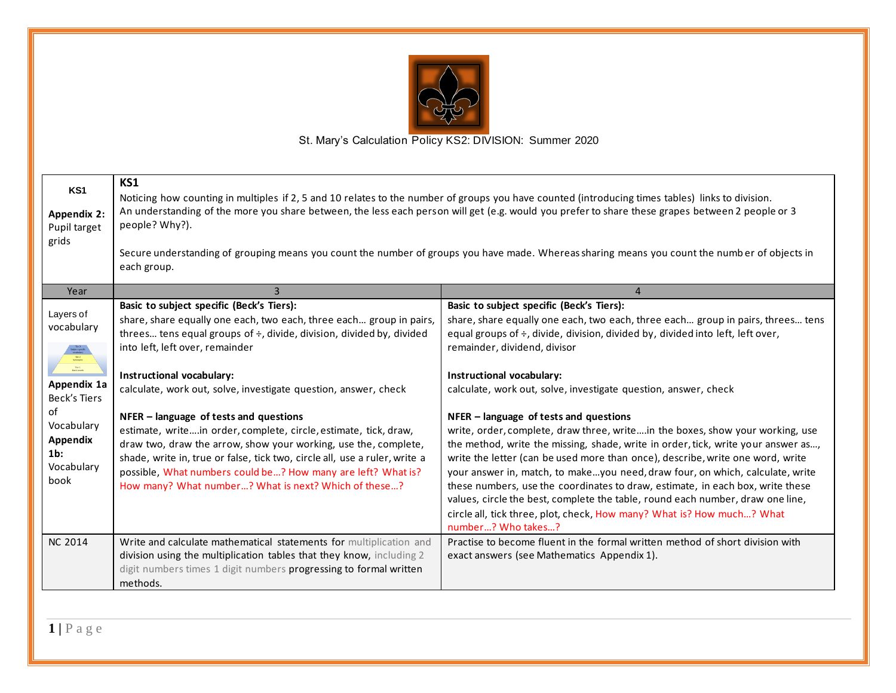St. Mary's Calculation Policy KS2: DIVISION: Summer 2020

| **KS1**<br><br>**Appendix 2:** Pupil target grids | **KS1**<br>Noticing how counting in multiples if 2, 5 and 10 relates to the number of groups you have counted (introducing times tables) links to division.<br>An understanding of the more you share between, the less each person will get (e.g. would you prefer to share these grapes between 2 people or 3 people? Why?).<br><br>Secure understanding of grouping means you count the number of groups you have made. Whereas sharing means you count the number of objects in each group. | |
|---|---|---|
| Year | 3 | 4 |
| Layers of vocabulary<br><br>**Appendix 1a** Beck's Tiers of Vocabulary **Appendix 1b:** Vocabulary book | **Basic to subject specific (Beck's Tiers):**<br>share, share equally one each, two each, three each… group in pairs, threes… tens equal groups of ÷, divide, division, divided by, divided into left, left over, remainder<br><br>**Instructional vocabulary:**<br>calculate, work out, solve, investigate question, answer, check<br><br>**NFER – language of tests and questions**<br>estimate, write….in order, complete, circle, estimate, tick, draw, draw two, draw the arrow, show your working, use the, complete, shade, write in, true or false, tick two, circle all, use a ruler, write a possible, What numbers could be…? How many are left? What is? How many? What number…? What is next? Which of these…? | **Basic to subject specific (Beck's Tiers):**<br>share, share equally one each, two each, three each… group in pairs, threes… tens equal groups of ÷, divide, division, divided by, divided into left, left over, remainder, dividend, divisor<br><br>**Instructional vocabulary:**<br>calculate, work out, solve, investigate question, answer, check<br><br>**NFER – language of tests and questions**<br>write, order, complete, draw three, write….in the boxes, show your working, use the method, write the missing, shade, write in order, tick, write your answer as…, write the letter (can be used more than once), describe, write one word, write your answer in, match, to make…you need, draw four, on which, calculate, write these numbers, use the coordinates to draw, estimate, in each box, write these values, circle the best, complete the table, round each number, draw one line, circle all, tick three, plot, check, How many? What is? How much…? What number…? Who takes…? |
| NC 2014 | Write and calculate mathematical statements for multiplication and division using the multiplication tables that they know, including 2 digit numbers times 1 digit numbers progressing to formal written methods. | Practise to become fluent in the formal written method of short division with exact answers (see Mathematics Appendix 1). |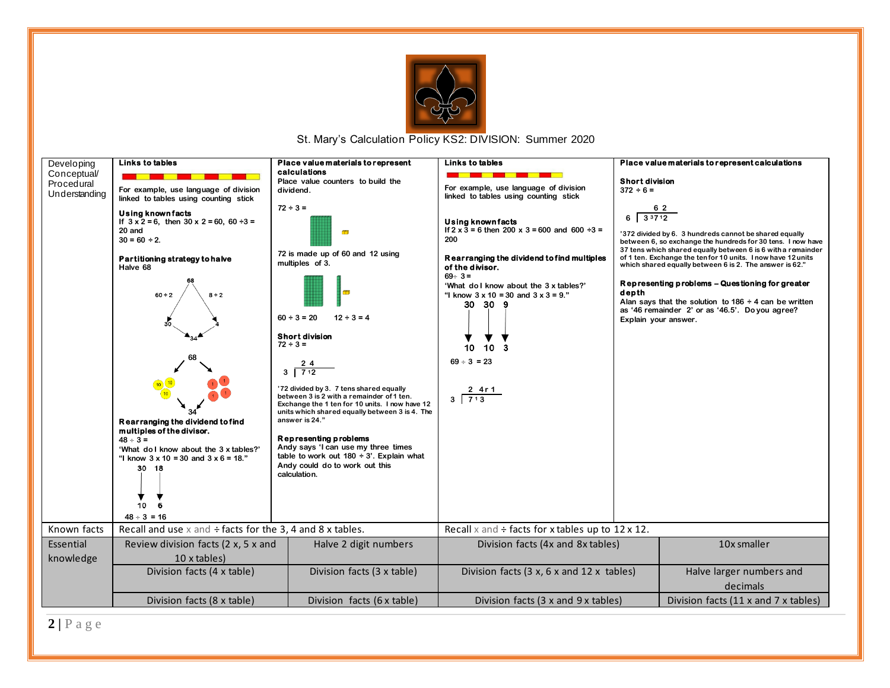St. Mary's Calculation Policy KS2: DIVISION: Summer 2020

**Developing Conceptual/ Procedural Understanding**

**Links to tables**

For example, use language of division linked to tables using counting stick

**Using known facts**
If 3 x 2 = 6, then 30 x 2 = 60, 60 ÷3 = 20 and
30 = 60 ÷ 2.

**Partitioning strategy to halve**
Halve 68

68
60 ÷ 2    8 ÷ 2
30    4
34

68
34

**Rearranging the dividend to find multiples of the divisor.**
48 ÷ 3 =
'What do I know about the 3 x tables?'
"I know 3 x 10 = 30 and 3 x 6 = 18."

30  18
10  6
48 ÷ 3 = 16

**Place value materials to represent calculations**
Place value counters to build the dividend.

72 ÷ 3 =

72 is made up of 60 and 12 using multiples of 3.

60 ÷ 3 = 20    12 ÷ 3 = 4

**Short division**
72 ÷ 3 =

```
    2 4
3 | 7 ¹2
```

'72 divided by 3. 7 tens shared equally between 3 is 2 with a remainder of 1 ten. Exchange the 1 ten for 10 units. I now have 12 units which shared equally between 3 is 4. The answer is 24."

**Representing problems**
Andy says 'I can use my three times table to work out 180 ÷ 3'. Explain what Andy could do to work out this calculation.

**Links to tables**

For example, use language of division linked to tables using counting stick

**Using known facts**
If 2 x 3 = 6 then 200 x 3 = 600 and 600 ÷3 = 200

**Rearranging the dividend to find multiples of the divisor.**
69 ÷ 3 =
'What do I know about the 3 x tables?'
"I know 3 x 10 = 30 and 3 x 3 = 9."

30  30  9
10  10  3
69 ÷ 3 = 23

```
    2 4 r 1
3 | 7 ¹ 3
```

**Place value materials to represent calculations**

**Short division**
372 ÷ 6 =

```
      6 2
6 | 3 ³7 ¹2
```

'372 divided by 6. 3 hundreds cannot be shared equally between 6, so exchange the hundreds for 30 tens. I now have 37 tens which shared equally between 6 is 6 with a remainder of 1 ten. Exchange the ten for 10 units. I now have 12 units which shared equally between 6 is 2. The answer is 62."

**Representing problems – Questioning for greater depth**
Alan says that the solution to 186 ÷ 4 can be written as '46 remainder 2' or as '46.5'. Do you agree? Explain your answer.

| | | | | |
|---|---|---|---|---|
| **Known facts** | Recall and use x and ÷ facts for the 3, 4 and 8 x tables. | | Recall x and ÷ facts for x tables up to 12 x 12. | |
| **Essential knowledge** | Review division facts (2 x, 5 x and 10 x tables) | Halve 2 digit numbers | Division facts (4x and 8x tables) | 10x smaller |
| | Division facts (4 x table) | Division facts (3 x table) | Division facts (3 x, 6 x and 12 x tables) | Halve larger numbers and decimals |
| | Division facts (8 x table) | Division facts (6 x table) | Division facts (3 x and 9 x tables) | Division facts (11 x and 7 x tables) |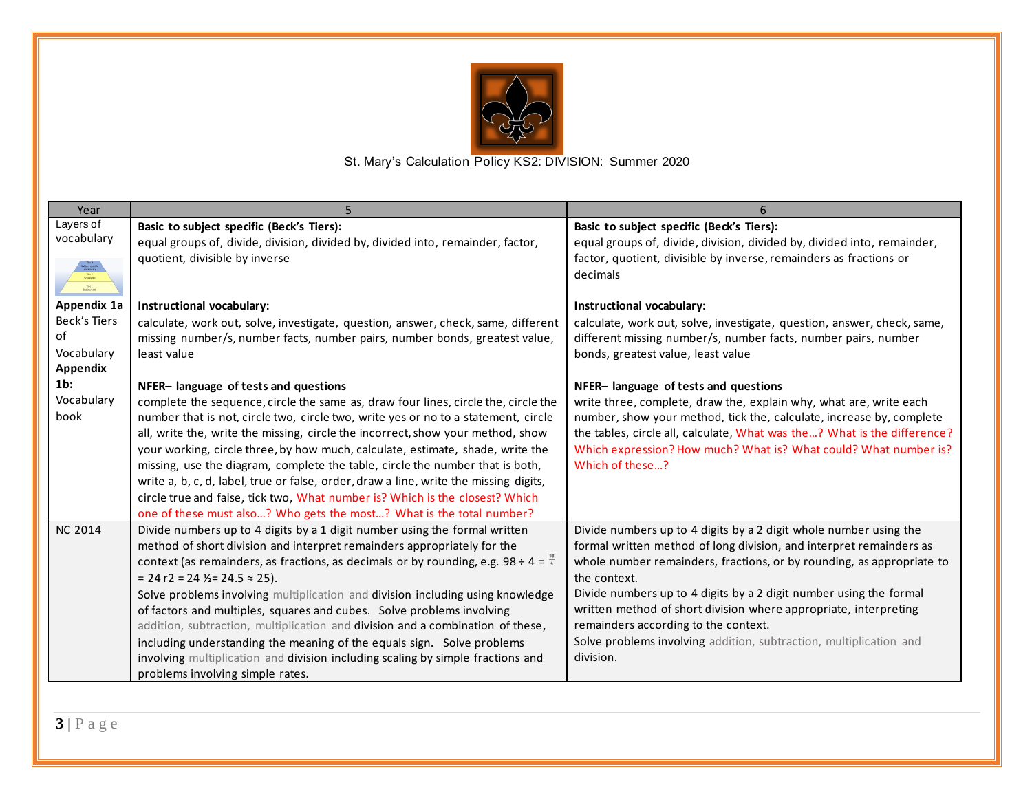St. Mary's Calculation Policy KS2: DIVISION: Summer 2020

| Year | 5 | 6 |
|---|---|---|
| Layers of vocabulary<br><br>**Appendix 1a** Beck's Tiers of Vocabulary **Appendix 1b:** Vocabulary book | **Basic to subject specific (Beck's Tiers):**<br>equal groups of, divide, division, divided by, divided into, remainder, factor, quotient, divisible by inverse<br><br>**Instructional vocabulary:**<br>calculate, work out, solve, investigate, question, answer, check, same, different missing number/s, number facts, number pairs, number bonds, greatest value, least value<br><br>**NFER– language of tests and questions**<br>complete the sequence, circle the same as, draw four lines, circle the, circle the number that is not, circle two, circle two, write yes or no to a statement, circle all, write the, write the missing, circle the incorrect, show your method, show your working, circle three, by how much, calculate, estimate, shade, write the missing, use the diagram, complete the table, circle the number that is both, write a, b, c, d, label, true or false, order, draw a line, write the missing digits, circle true and false, tick two, What number is? Which is the closest? Which one of these must also…? Who gets the most…? What is the total number? | **Basic to subject specific (Beck's Tiers):**<br>equal groups of, divide, division, divided by, divided into, remainder, factor, quotient, divisible by inverse, remainders as fractions or decimals<br><br>**Instructional vocabulary:**<br>calculate, work out, solve, investigate, question, answer, check, same, different missing number/s, number facts, number pairs, number bonds, greatest value, least value<br><br>**NFER– language of tests and questions**<br>write three, complete, draw the, explain why, what are, write each number, show your method, tick the, calculate, increase by, complete the tables, circle all, calculate, What was the…? What is the difference? Which expression? How much? What is? What could? What number is? Which of these…? |
| NC 2014 | Divide numbers up to 4 digits by a 1 digit number using the formal written method of short division and interpret remainders appropriately for the context (as remainders, as fractions, as decimals or by rounding, e.g. $98 \div 4 = \frac{98}{4} = 24\ r2 = 24\frac{1}{2} = 24.5 \approx 25$).<br>Solve problems involving multiplication and division including using knowledge of factors and multiples, squares and cubes. Solve problems involving addition, subtraction, multiplication and division and a combination of these, including understanding the meaning of the equals sign. Solve problems involving multiplication and division including scaling by simple fractions and problems involving simple rates. | Divide numbers up to 4 digits by a 2 digit whole number using the formal written method of long division, and interpret remainders as whole number remainders, fractions, or by rounding, as appropriate to the context.<br>Divide numbers up to 4 digits by a 2 digit number using the formal written method of short division where appropriate, interpreting remainders according to the context.<br>Solve problems involving addition, subtraction, multiplication and division. |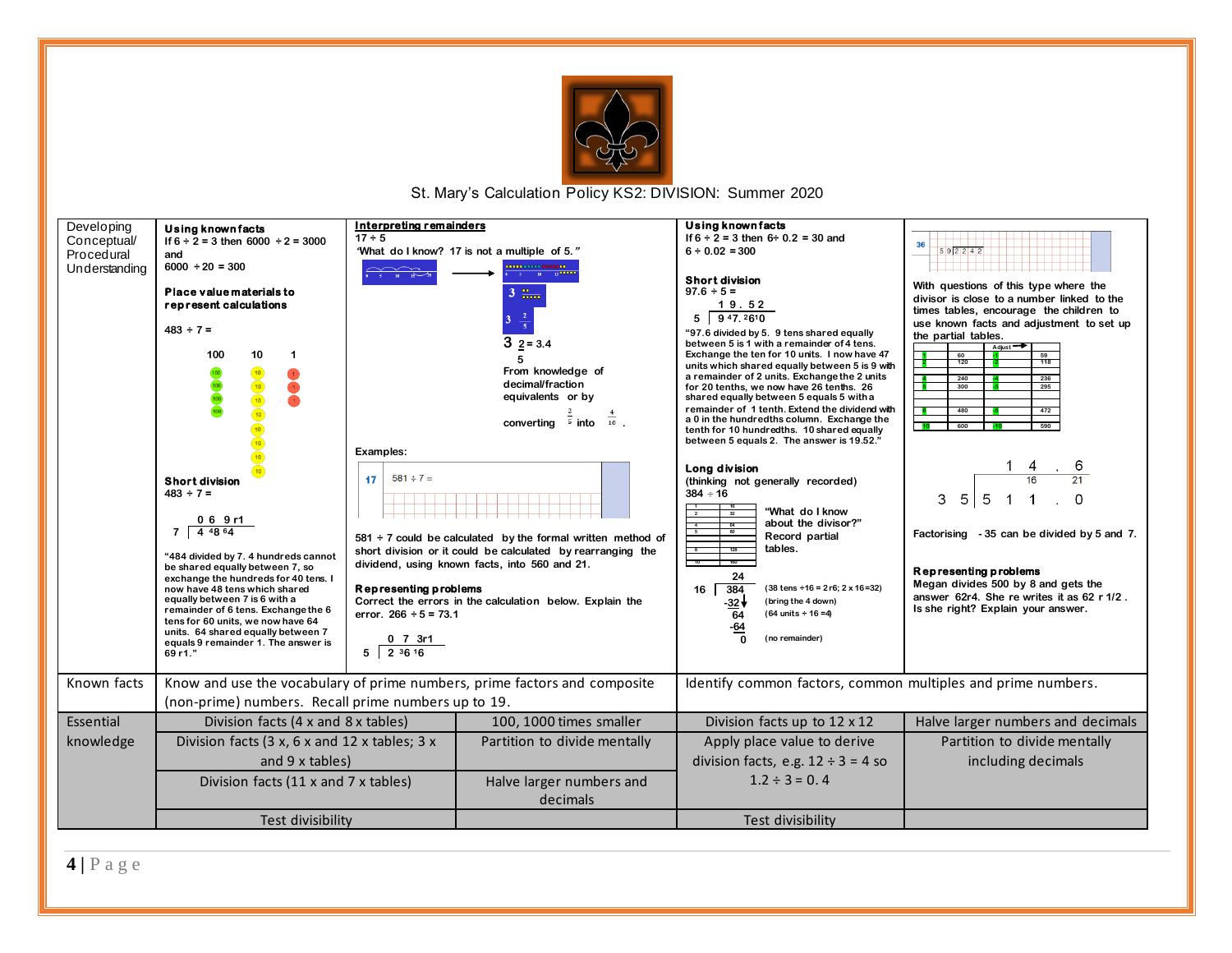# St. Mary's Calculation Policy KS2: DIVISION: Summer 2020

| Developing Conceptual/ Procedural Understanding | | | | |
|---|---|---|---|---|
| | **Using known facts** If 6 ÷ 2 = 3 then 6000 ÷ 2 = 3000 and 6000 ÷ 20 = 300 **Place value materials to represent calculations** 483 ÷ 7 = 100 10 1 **Short division** 483 ÷ 7 = 0 6 9 r1 / 7 \| 4 ⁴8 ⁶4 "484 divided by 7. 4 hundreds cannot be shared equally between 7, so exchange the hundreds for 40 tens. I now have 48 tens which shared equally between 7 is 6 with a remainder of 6 tens. Exchange the 6 tens for 60 units, we now have 64 units. 64 shared equally between 7 equals 9 remainder 1. The answer is 69 r1." | **Interpreting remainders** 17 ÷ 5 'What do I know? 17 is not a multiple of 5." 3 2/5 = 3.4 From knowledge of decimal/fraction equivalents or by converting 2/5 into 4/10. Examples: 17 581 ÷ 7 = 581 ÷ 7 could be calculated by the formal written method of short division or it could be calculated by rearranging the dividend, using known facts, into 560 and 21. **Representing problems** Correct the errors in the calculation below. Explain the error. 266 ÷ 5 = 73.1 0 7 3r1 / 5 \| 2 ³6 ¹6 | **Using known facts** If 6 ÷ 2 = 3 then 6÷ 0.2 = 30 and 6 ÷ 0.02 = 300 **Short division** 97.6 ÷ 5 = 1 9 . 5 2 / 5 \| 9 ⁴7. ²6¹0 "97.6 divided by 5. 9 tens shared equally between 5 is 1 with a remainder of 4 tens. Exchange the ten for 10 units. I now have 47 units which shared equally between 5 is 9 with a remainder of 2 units. Exchange the 2 units for 20 tenths, we now have 26 tenths. 26 shared equally between 5 equals 5 with a remainder of 1 tenth. Extend the dividend with a 0 in the hundredths column. Exchange the tenth for 10 hundredths. 10 shared equally between 5 equals 2. The answer is 19.52." **Long division** (thinking not generally recorded) 384 ÷ 16 "What do I know about the divisor?" Record partial tables. 24 / 16 \| 384 (38 tens ÷16 = 2 r6; 2 x 16=32) / -32 (bring the 4 down) / 64 (64 units ÷ 16 =4) / -64 / 0 (no remainder) | 36 5 9 2 2 4 2 With questions of this type where the divisor is close to a number linked to the times tables, encourage the children to use known facts and adjustment to set up the partial tables. 1 4 . 6 / 3 5 \| 5 1 1 . 0 Factorising - 35 can be divided by 5 and 7. **Representing problems** Megan divides 500 by 8 and gets the answer 62r4. She re writes it as 62 r 1/2. Is she right? Explain your answer. |
| Known facts | Know and use the vocabulary of prime numbers, prime factors and composite (non-prime) numbers. Recall prime numbers up to 19. | | Identify common factors, common multiples and prime numbers. | |

| Essential knowledge | | | | |
|---|---|---|---|---|
| | Division facts (4 x and 8 x tables) | 100, 1000 times smaller | Division facts up to 12 x 12 | Halve larger numbers and decimals |
| | Division facts (3 x, 6 x and 12 x tables; 3 x and 9 x tables) | Partition to divide mentally | Apply place value to derive division facts, e.g. 12 ÷ 3 = 4 so 1.2 ÷ 3 = 0. 4 | Partition to divide mentally including decimals |
| | Division facts (11 x and 7 x tables) | Halve larger numbers and decimals | | |
| | Test divisibility | | Test divisibility | |